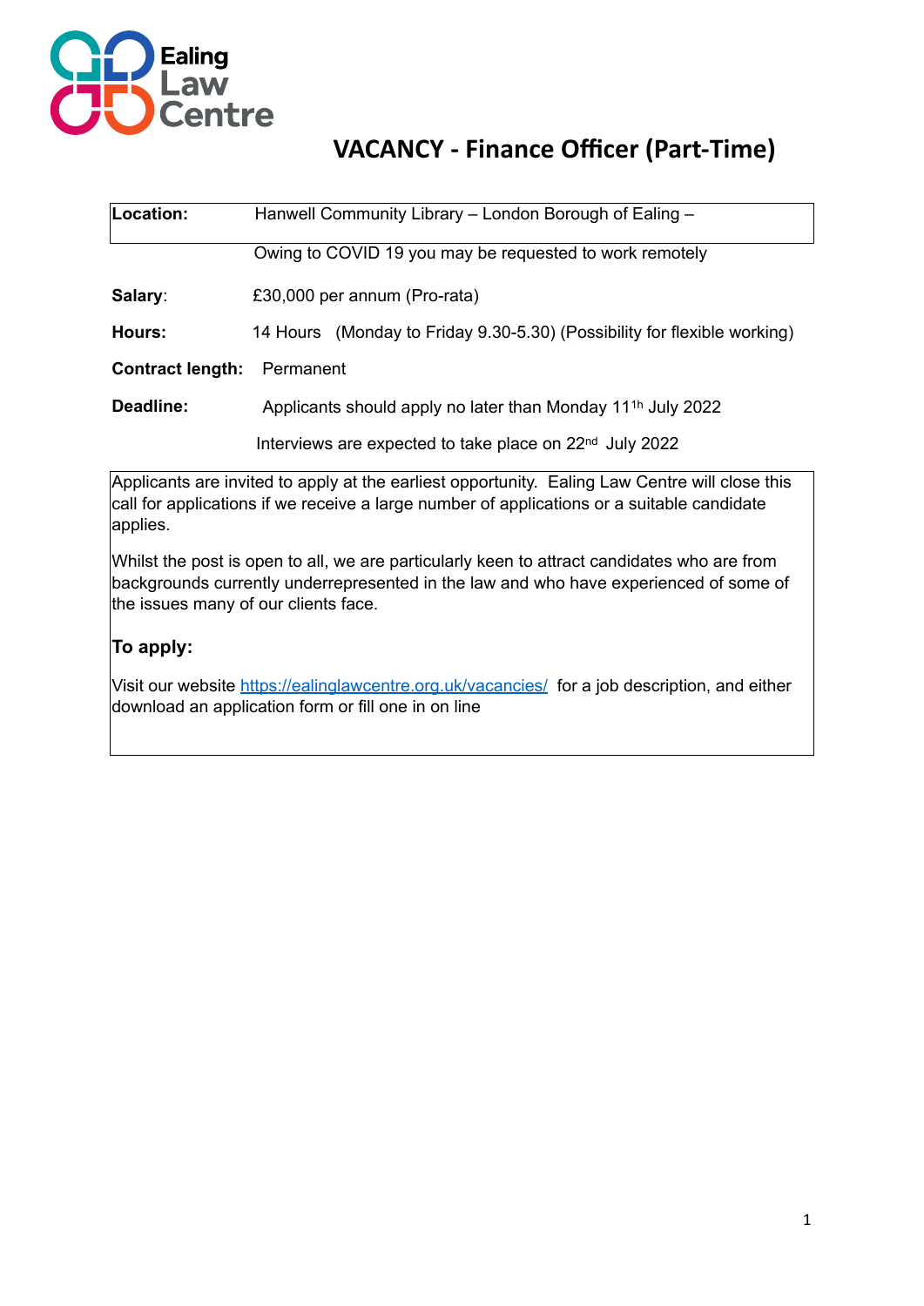Ealing Law Centre

# VACANCY - Finance Officer (Part-Time)

| | |
|---|---|
| **Location:** | Hanwell Community Library – London Borough of Ealing – |
| | Owing to COVID 19 you may be requested to work remotely |
| **Salary**: | £30,000 per annum (Pro-rata) |
| **Hours:** | 14 Hours (Monday to Friday 9.30-5.30) (Possibility for flexible working) |
| **Contract length:** | Permanent |
| **Deadline:** | Applicants should apply no later than Monday 11th July 2022 |
| | Interviews are expected to take place on 22nd July 2022 |

Applicants are invited to apply at the earliest opportunity. Ealing Law Centre will close this call for applications if we receive a large number of applications or a suitable candidate applies.

Whilst the post is open to all, we are particularly keen to attract candidates who are from backgrounds currently underrepresented in the law and who have experienced of some of the issues many of our clients face.

### To apply:

Visit our website https://ealinglawcentre.org.uk/vacancies/ for a job description, and either download an application form or fill one in on line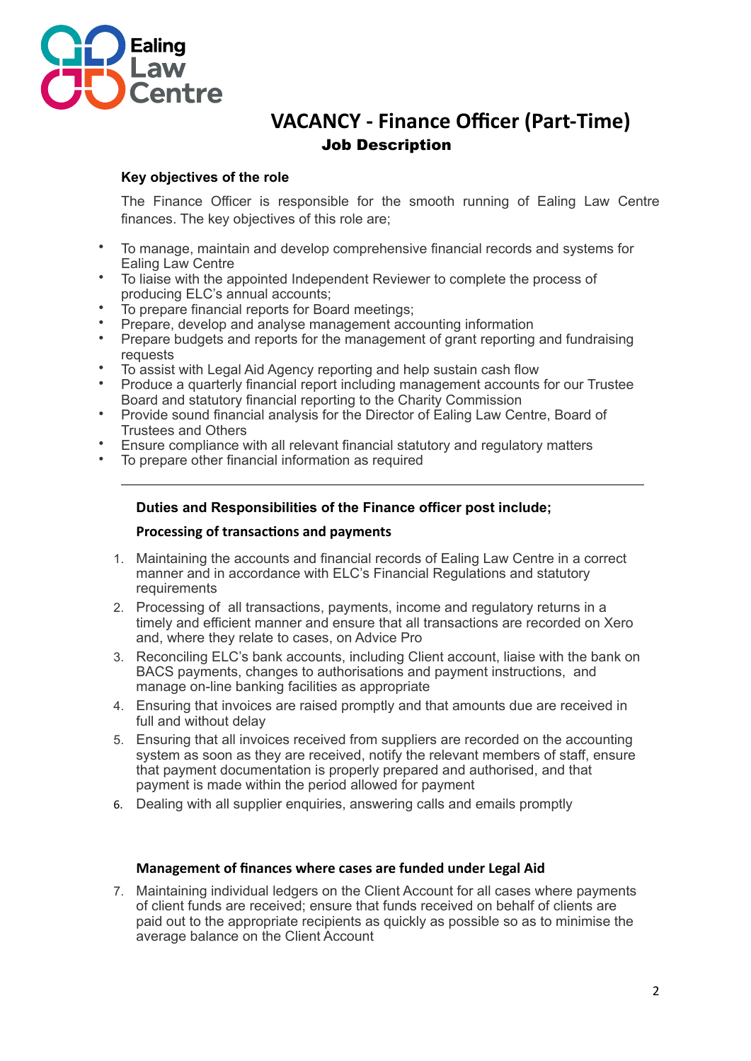# VACANCY - Finance Officer (Part-Time)

## Job Description

**Key objectives of the role**

The Finance Officer is responsible for the smooth running of Ealing Law Centre finances. The key objectives of this role are;

- To manage, maintain and develop comprehensive financial records and systems for Ealing Law Centre
- To liaise with the appointed Independent Reviewer to complete the process of producing ELC's annual accounts;
- To prepare financial reports for Board meetings;
- Prepare, develop and analyse management accounting information
- Prepare budgets and reports for the management of grant reporting and fundraising requests
- To assist with Legal Aid Agency reporting and help sustain cash flow
- Produce a quarterly financial report including management accounts for our Trustee Board and statutory financial reporting to the Charity Commission
- Provide sound financial analysis for the Director of Ealing Law Centre, Board of Trustees and Others
- Ensure compliance with all relevant financial statutory and regulatory matters
- To prepare other financial information as required

---

**Duties and Responsibilities of the Finance officer post include;**

**Processing of transactions and payments**

1. Maintaining the accounts and financial records of Ealing Law Centre in a correct manner and in accordance with ELC's Financial Regulations and statutory requirements
2. Processing of all transactions, payments, income and regulatory returns in a timely and efficient manner and ensure that all transactions are recorded on Xero and, where they relate to cases, on Advice Pro
3. Reconciling ELC's bank accounts, including Client account, liaise with the bank on BACS payments, changes to authorisations and payment instructions, and manage on-line banking facilities as appropriate
4. Ensuring that invoices are raised promptly and that amounts due are received in full and without delay
5. Ensuring that all invoices received from suppliers are recorded on the accounting system as soon as they are received, notify the relevant members of staff, ensure that payment documentation is properly prepared and authorised, and that payment is made within the period allowed for payment
6. Dealing with all supplier enquiries, answering calls and emails promptly

**Management of finances where cases are funded under Legal Aid**

7. Maintaining individual ledgers on the Client Account for all cases where payments of client funds are received; ensure that funds received on behalf of clients are paid out to the appropriate recipients as quickly as possible so as to minimise the average balance on the Client Account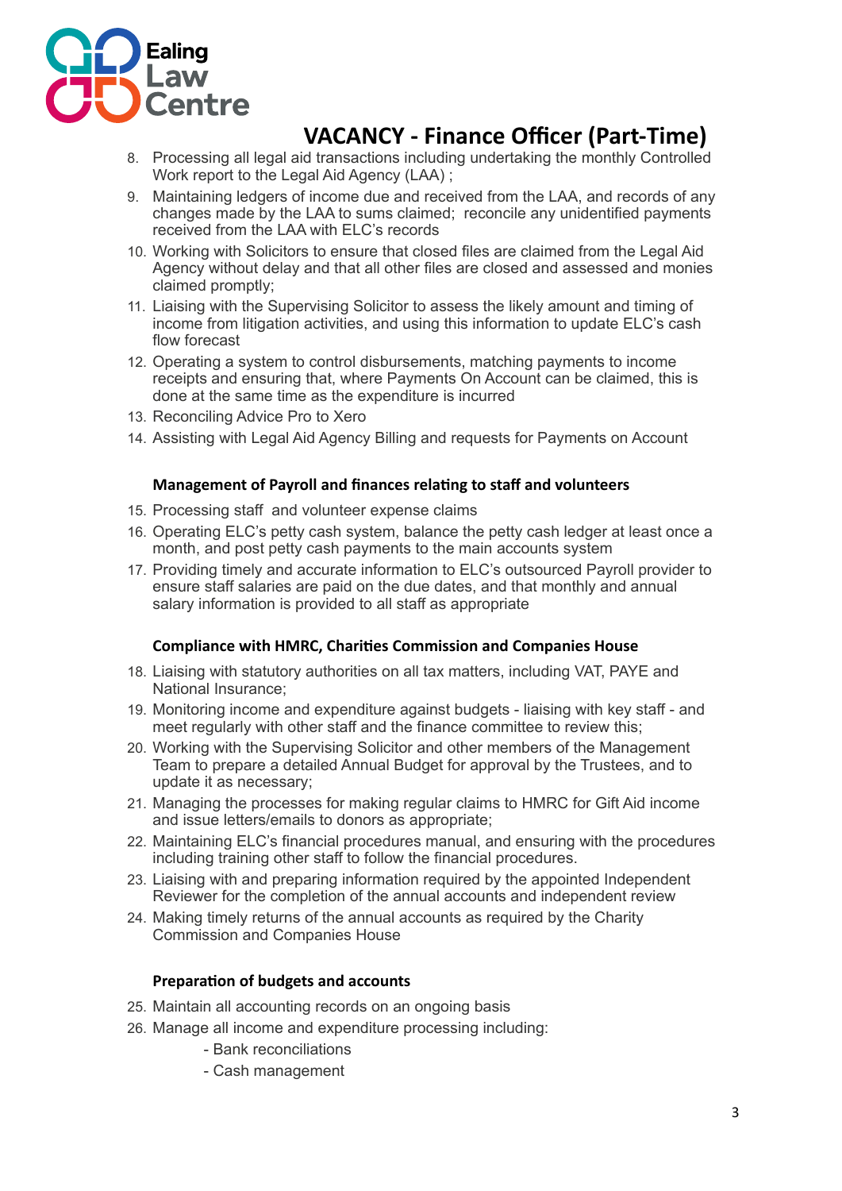# VACANCY - Finance Officer (Part-Time)

8. Processing all legal aid transactions including undertaking the monthly Controlled Work report to the Legal Aid Agency (LAA) ;
9. Maintaining ledgers of income due and received from the LAA, and records of any changes made by the LAA to sums claimed; reconcile any unidentified payments received from the LAA with ELC's records
10. Working with Solicitors to ensure that closed files are claimed from the Legal Aid Agency without delay and that all other files are closed and assessed and monies claimed promptly;
11. Liaising with the Supervising Solicitor to assess the likely amount and timing of income from litigation activities, and using this information to update ELC's cash flow forecast
12. Operating a system to control disbursements, matching payments to income receipts and ensuring that, where Payments On Account can be claimed, this is done at the same time as the expenditure is incurred
13. Reconciling Advice Pro to Xero
14. Assisting with Legal Aid Agency Billing and requests for Payments on Account

**Management of Payroll and finances relating to staff and volunteers**

15. Processing staff and volunteer expense claims
16. Operating ELC's petty cash system, balance the petty cash ledger at least once a month, and post petty cash payments to the main accounts system
17. Providing timely and accurate information to ELC's outsourced Payroll provider to ensure staff salaries are paid on the due dates, and that monthly and annual salary information is provided to all staff as appropriate

**Compliance with HMRC, Charities Commission and Companies House**

18. Liaising with statutory authorities on all tax matters, including VAT, PAYE and National Insurance;
19. Monitoring income and expenditure against budgets - liaising with key staff - and meet regularly with other staff and the finance committee to review this;
20. Working with the Supervising Solicitor and other members of the Management Team to prepare a detailed Annual Budget for approval by the Trustees, and to update it as necessary;
21. Managing the processes for making regular claims to HMRC for Gift Aid income and issue letters/emails to donors as appropriate;
22. Maintaining ELC's financial procedures manual, and ensuring with the procedures including training other staff to follow the financial procedures.
23. Liaising with and preparing information required by the appointed Independent Reviewer for the completion of the annual accounts and independent review
24. Making timely returns of the annual accounts as required by the Charity Commission and Companies House

**Preparation of budgets and accounts**

25. Maintain all accounting records on an ongoing basis
26. Manage all income and expenditure processing including:
    - Bank reconciliations
    - Cash management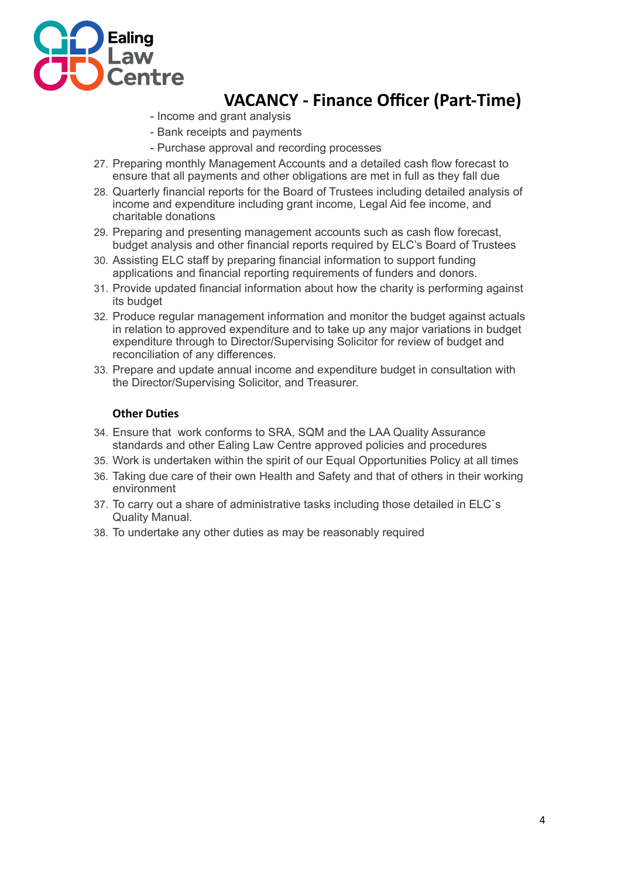- Income and grant analysis
- Bank receipts and payments
- Purchase approval and recording processes

27. Preparing monthly Management Accounts and a detailed cash flow forecast to ensure that all payments and other obligations are met in full as they fall due
28. Quarterly financial reports for the Board of Trustees including detailed analysis of income and expenditure including grant income, Legal Aid fee income, and charitable donations
29. Preparing and presenting management accounts such as cash flow forecast, budget analysis and other financial reports required by ELC's Board of Trustees
30. Assisting ELC staff by preparing financial information to support funding applications and financial reporting requirements of funders and donors.
31. Provide updated financial information about how the charity is performing against its budget
32. Produce regular management information and monitor the budget against actuals in relation to approved expenditure and to take up any major variations in budget expenditure through to Director/Supervising Solicitor for review of budget and reconciliation of any differences.
33. Prepare and update annual income and expenditure budget in consultation with the Director/Supervising Solicitor, and Treasurer.

**Other Duties**

34. Ensure that work conforms to SRA, SQM and the LAA Quality Assurance standards and other Ealing Law Centre approved policies and procedures
35. Work is undertaken within the spirit of our Equal Opportunities Policy at all times
36. Taking due care of their own Health and Safety and that of others in their working environment
37. To carry out a share of administrative tasks including those detailed in ELC`s Quality Manual.
38. To undertake any other duties as may be reasonably required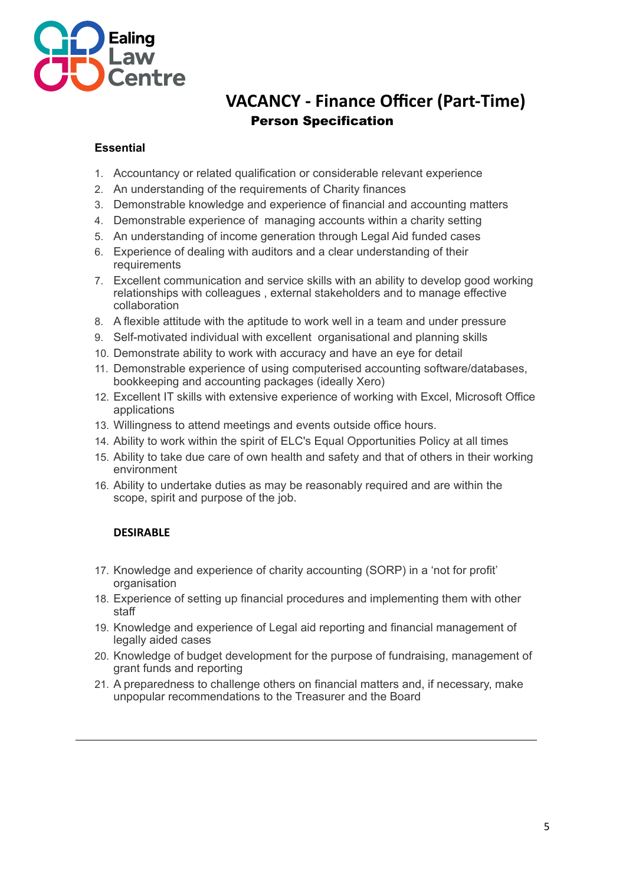Ealing Law Centre

# VACANCY - Finance Officer (Part-Time)

## Person Specification

**Essential**

1. Accountancy or related qualification or considerable relevant experience
2. An understanding of the requirements of Charity finances
3. Demonstrable knowledge and experience of financial and accounting matters
4. Demonstrable experience of managing accounts within a charity setting
5. An understanding of income generation through Legal Aid funded cases
6. Experience of dealing with auditors and a clear understanding of their requirements
7. Excellent communication and service skills with an ability to develop good working relationships with colleagues , external stakeholders and to manage effective collaboration
8. A flexible attitude with the aptitude to work well in a team and under pressure
9. Self-motivated individual with excellent organisational and planning skills
10. Demonstrate ability to work with accuracy and have an eye for detail
11. Demonstrable experience of using computerised accounting software/databases, bookkeeping and accounting packages (ideally Xero)
12. Excellent IT skills with extensive experience of working with Excel, Microsoft Office applications
13. Willingness to attend meetings and events outside office hours.
14. Ability to work within the spirit of ELC's Equal Opportunities Policy at all times
15. Ability to take due care of own health and safety and that of others in their working environment
16. Ability to undertake duties as may be reasonably required and are within the scope, spirit and purpose of the job.

**DESIRABLE**

17. Knowledge and experience of charity accounting (SORP) in a 'not for profit' organisation
18. Experience of setting up financial procedures and implementing them with other staff
19. Knowledge and experience of Legal aid reporting and financial management of legally aided cases
20. Knowledge of budget development for the purpose of fundraising, management of grant funds and reporting
21. A preparedness to challenge others on financial matters and, if necessary, make unpopular recommendations to the Treasurer and the Board